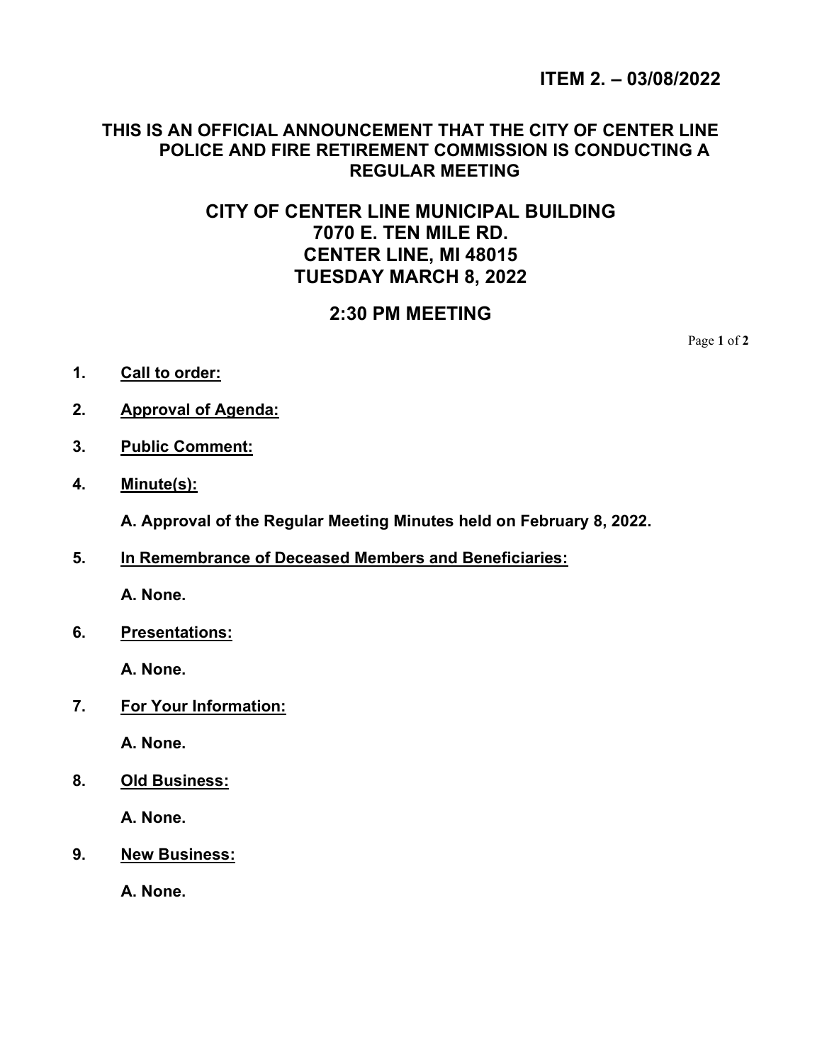**ITEM 2. – 03/08/2022**

## THIS IS AN OFFICIAL ANNOUNCEMENT THAT THE CITY OF CENTER LINE POLICE AND FIRE RETIREMENT COMMISSION IS CONDUCTING A REGULAR MEETING

## CITY OF CENTER LINE MUNICIPAL BUILDING
## 7070 E. TEN MILE RD.
## CENTER LINE, MI 48015
## TUESDAY MARCH 8, 2022

## 2:30 PM MEETING

1. **Call to order:**

2. **Approval of Agenda:**

3. **Public Comment:**

4. **Minute(s):**

   **A. Approval of the Regular Meeting Minutes held on February 8, 2022.**

5. **In Remembrance of Deceased Members and Beneficiaries:**

   **A. None.**

6. **Presentations:**

   **A. None.**

7. **For Your Information:**

   **A. None.**

8. **Old Business:**

   **A. None.**

9. **New Business:**

   **A. None.**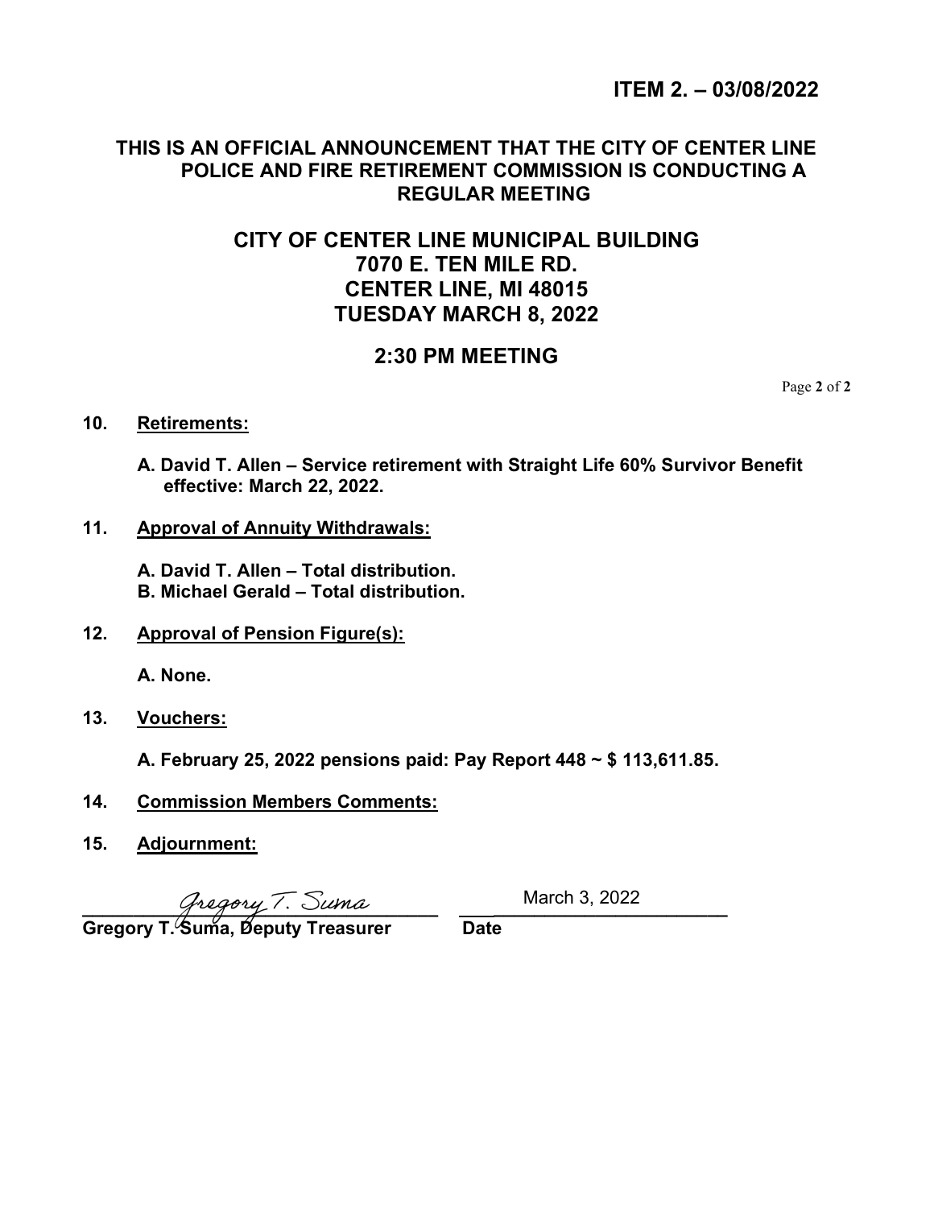**ITEM 2. – 03/08/2022**

## THIS IS AN OFFICIAL ANNOUNCEMENT THAT THE CITY OF CENTER LINE POLICE AND FIRE RETIREMENT COMMISSION IS CONDUCTING A REGULAR MEETING

## CITY OF CENTER LINE MUNICIPAL BUILDING
## 7070 E. TEN MILE RD.
## CENTER LINE, MI 48015
## TUESDAY MARCH 8, 2022

## 2:30 PM MEETING

**10. Retirements:**

**A. David T. Allen – Service retirement with Straight Life 60% Survivor Benefit effective: March 22, 2022.**

**11. Approval of Annuity Withdrawals:**

**A. David T. Allen – Total distribution.**
**B. Michael Gerald – Total distribution.**

**12. Approval of Pension Figure(s):**

**A. None.**

**13. Vouchers:**

**A. February 25, 2022 pensions paid: Pay Report 448 ~ $ 113,611.85.**

**14. Commission Members Comments:**

**15. Adjournment:**

Gregory T. Suma (signature)    March 3, 2022

**Gregory T. Suma, Deputy Treasurer**    **Date**